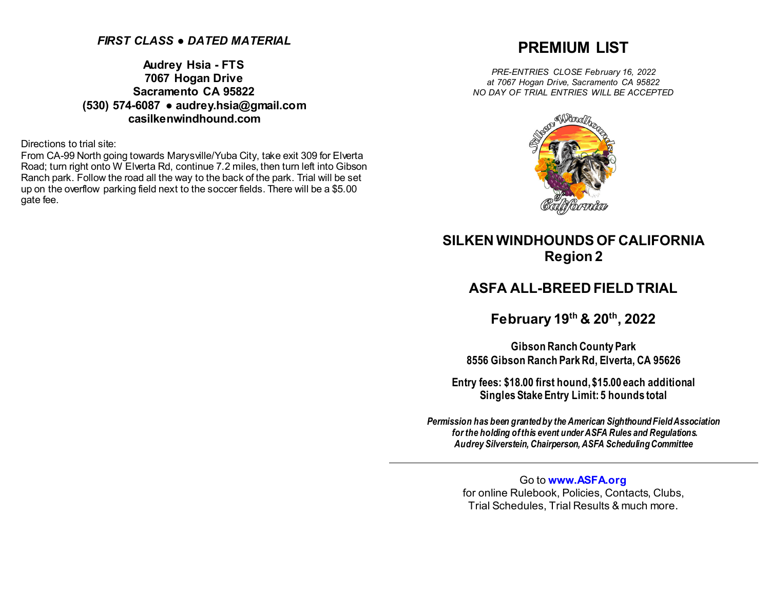***FIRST CLASS ● DATED MATERIAL***

**Audrey Hsia - FTS**
**7067 Hogan Drive**
**Sacramento CA 95822**
**(530) 574-6087 ● audrey.hsia@gmail.com**
**casilkenwindhound.com**

Directions to trial site:
From CA-99 North going towards Marysville/Yuba City, take exit 309 for Elverta Road; turn right onto W Elverta Rd, continue 7.2 miles, then turn left into Gibson Ranch park. Follow the road all the way to the back of the park. Trial will be set up on the overflow parking field next to the soccer fields. There will be a $5.00 gate fee.

# PREMIUM LIST

*PRE-ENTRIES CLOSE February 16, 2022*
*at 7067 Hogan Drive, Sacramento CA 95822*
*NO DAY OF TRIAL ENTRIES WILL BE ACCEPTED*

## SILKEN WINDHOUNDS OF CALIFORNIA
## Region 2

## ASFA ALL-BREED FIELD TRIAL

## February 19th & 20th, 2022

**Gibson Ranch County Park**
**8556 Gibson Ranch Park Rd, Elverta, CA 95626**

**Entry fees: $18.00 first hound, $15.00 each additional**
**Singles Stake Entry Limit: 5 hounds total**

***Permission has been granted by the American Sighthound Field Association for the holding of this event under ASFA Rules and Regulations.***
***Audrey Silverstein, Chairperson, ASFA Scheduling Committee***

---

Go to **www.ASFA.org**
for online Rulebook, Policies, Contacts, Clubs, Trial Schedules, Trial Results & much more.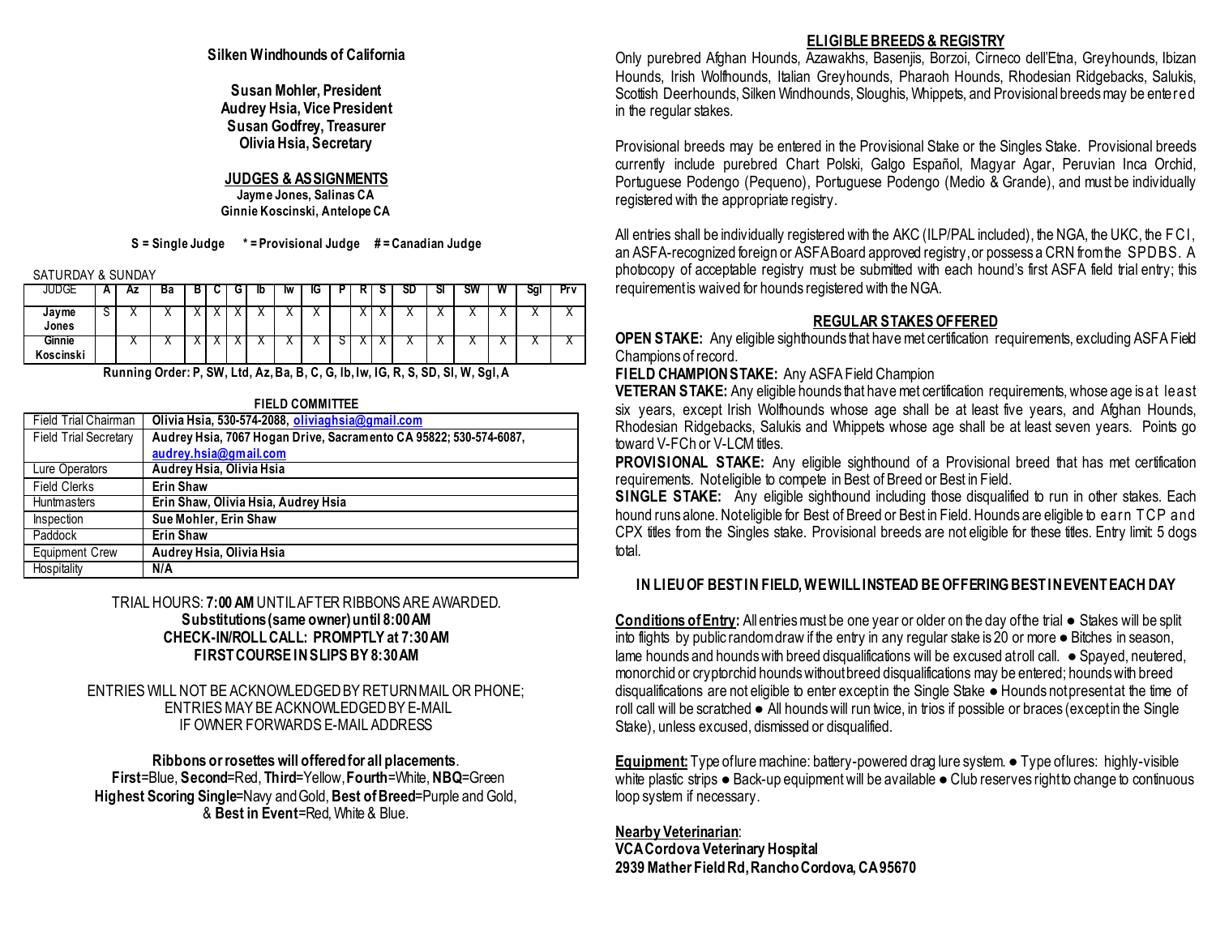**Silken Windhounds of California**

**Susan Mohler, President**
**Audrey Hsia, Vice President**
**Susan Godfrey, Treasurer**
**Olivia Hsia, Secretary**

## JUDGES & ASSIGNMENTS

**Jayme Jones, Salinas CA**
**Ginnie Koscinski, Antelope CA**

**S = Single Judge * = Provisional Judge # = Canadian Judge**

SATURDAY & SUNDAY

| JUDGE | A | Az | Ba | B | C | G | Ib | Iw | IG | P | R | S | SD | Sl | SW | W | Sgl | Prv |
|---|---|---|---|---|---|---|---|---|---|---|---|---|---|---|---|---|---|---|
| **Jayme Jones** | S | X | X | X | X | X | X | X | X | | X | X | X | X | X | X | X | X |
| **Ginnie Koscinski** | | X | X | X | X | X | X | X | X | S | X | X | X | X | X | X | X | X |

**Running Order: P, SW, Ltd, Az, Ba, B, C, G, Ib, Iw, IG, R, S, SD, Sl, W, Sgl, A**

**FIELD COMMITTEE**

| | |
|---|---|
| Field Trial Chairman | **Olivia Hsia, 530-574-2088, oliviaghsia@gmail.com** |
| Field Trial Secretary | **Audrey Hsia, 7067 Hogan Drive, Sacramento CA 95822; 530-574-6087, audrey.hsia@gmail.com** |
| Lure Operators | **Audrey Hsia, Olivia Hsia** |
| Field Clerks | **Erin Shaw** |
| Huntmasters | **Erin Shaw, Olivia Hsia, Audrey Hsia** |
| Inspection | **Sue Mohler, Erin Shaw** |
| Paddock | **Erin Shaw** |
| Equipment Crew | **Audrey Hsia, Olivia Hsia** |
| Hospitality | **N/A** |

TRIAL HOURS: **7:00 AM** UNTIL AFTER RIBBONS ARE AWARDED.
**Substitutions (same owner) until 8:00 AM**
**CHECK-IN/ROLL CALL: PROMPTLY at 7:30 AM**
**FIRST COURSE IN SLIPS BY 8:30 AM**

ENTRIES WILL NOT BE ACKNOWLEDGED BY RETURN MAIL OR PHONE; ENTRIES MAY BE ACKNOWLEDGED BY E-MAIL IF OWNER FORWARDS E-MAIL ADDRESS

**Ribbons or rosettes will offered for all placements**.
**First**=Blue, **Second**=Red, **Third**=Yellow, **Fourth**=White, **NBQ**=Green
**Highest Scoring Single**=Navy and Gold, **Best of Breed**=Purple and Gold, & **Best in Event**=Red, White & Blue.

## ELIGIBLE BREEDS & REGISTRY

Only purebred Afghan Hounds, Azawakhs, Basenjis, Borzoi, Cirneco dell'Etna, Greyhounds, Ibizan Hounds, Irish Wolfhounds, Italian Greyhounds, Pharaoh Hounds, Rhodesian Ridgebacks, Salukis, Scottish Deerhounds, Silken Windhounds, Sloughis, Whippets, and Provisional breeds may be entered in the regular stakes.

Provisional breeds may be entered in the Provisional Stake or the Singles Stake. Provisional breeds currently include purebred Chart Polski, Galgo Español, Magyar Agar, Peruvian Inca Orchid, Portuguese Podengo (Pequeno), Portuguese Podengo (Medio & Grande), and must be individually registered with the appropriate registry.

All entries shall be individually registered with the AKC (ILP/PAL included), the NGA, the UKC, the FCI, an ASFA-recognized foreign or ASFA Board approved registry, or possess a CRN from the SPDBS. A photocopy of acceptable registry must be submitted with each hound's first ASFA field trial entry; this requirement is waived for hounds registered with the NGA.

## REGULAR STAKES OFFERED

**OPEN STAKE:** Any eligible sighthounds that have met certification requirements, excluding ASFA Field Champions of record.

**FIELD CHAMPION STAKE:** Any ASFA Field Champion

**VETERAN STAKE:** Any eligible hounds that have met certification requirements, whose age is at least six years, except Irish Wolfhounds whose age shall be at least five years, and Afghan Hounds, Rhodesian Ridgebacks, Salukis and Whippets whose age shall be at least seven years. Points go toward V-FCh or V-LCM titles.

**PROVISIONAL STAKE:** Any eligible sighthound of a Provisional breed that has met certification requirements. Not eligible to compete in Best of Breed or Best in Field.

**SINGLE STAKE:** Any eligible sighthound including those disqualified to run in other stakes. Each hound runs alone. Not eligible for Best of Breed or Best in Field. Hounds are eligible to earn TCP and CPX titles from the Singles stake. Provisional breeds are not eligible for these titles. Entry limit: 5 dogs total.

**IN LIEU OF BEST IN FIELD, WE WILL INSTEAD BE OFFERING BEST IN EVENT EACH DAY**

**Conditions of Entry:** All entries must be one year or older on the day of the trial ● Stakes will be split into flights by public random draw if the entry in any regular stake is 20 or more ● Bitches in season, lame hounds and hounds with breed disqualifications will be excused at roll call. ● Spayed, neutered, monorchid or cryptorchid hounds without breed disqualifications may be entered; hounds with breed disqualifications are not eligible to enter except in the Single Stake ● Hounds not present at the time of roll call will be scratched ● All hounds will run twice, in trios if possible or braces (except in the Single Stake), unless excused, dismissed or disqualified.

**Equipment:** Type of lure machine: battery-powered drag lure system. ● Type of lures: highly-visible white plastic strips ● Back-up equipment will be available ● Club reserves right to change to continuous loop system if necessary.

**Nearby Veterinarian**:
**VCA Cordova Veterinary Hospital**
**2939 Mather Field Rd, Rancho Cordova, CA 95670**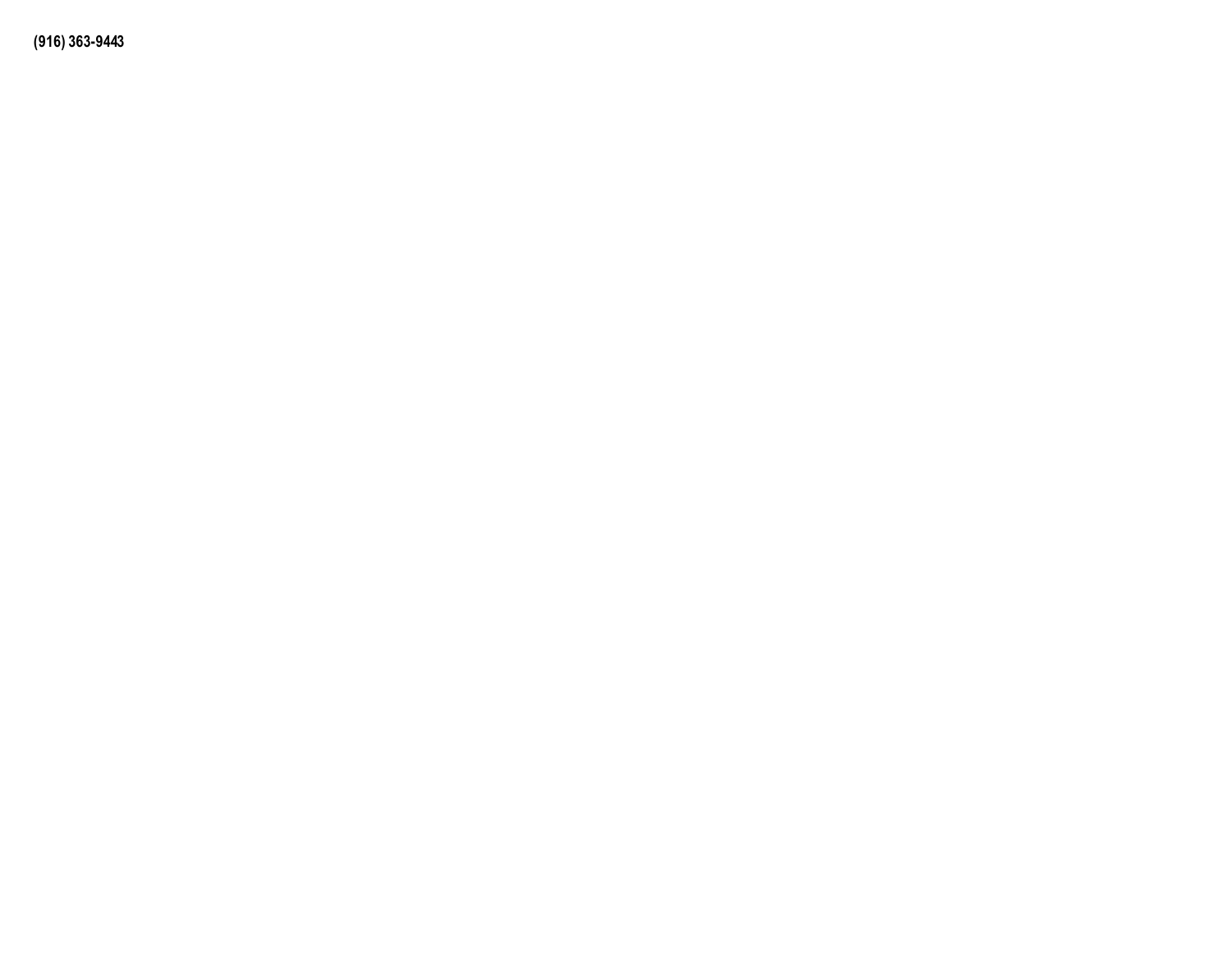**(916) 363-9443**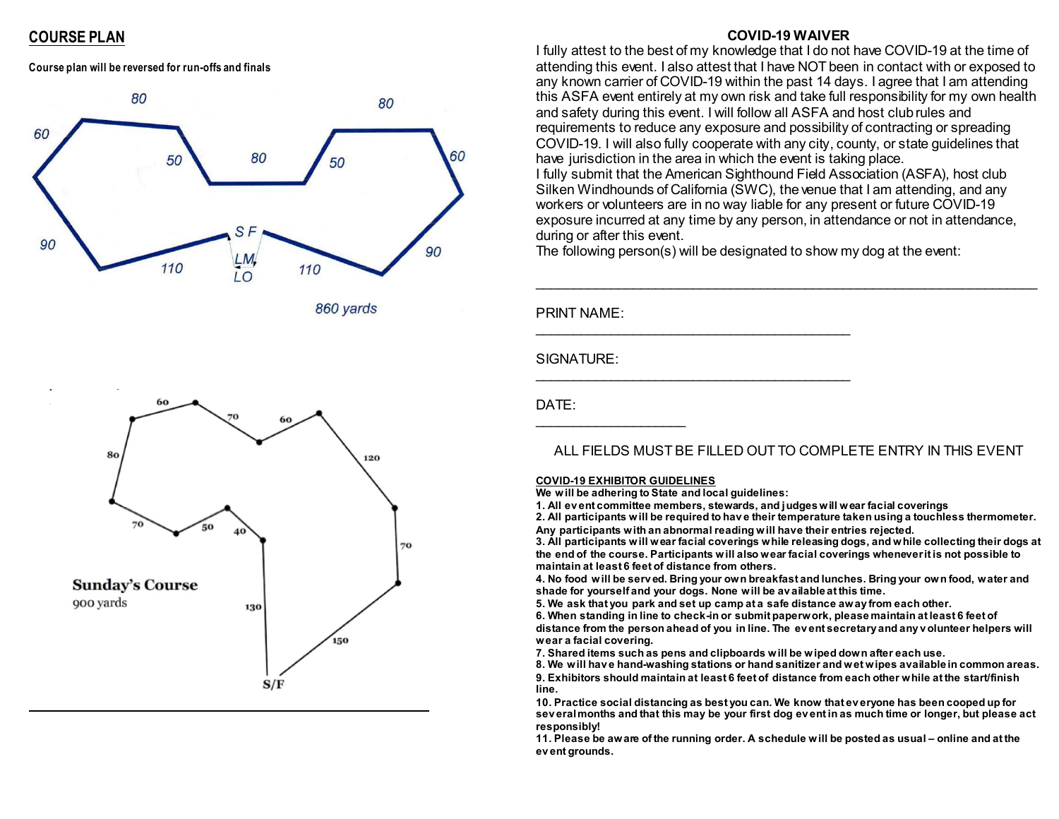## COURSE PLAN

**Course plan will be reversed for run-offs and finals**

80 80 60 50 80 50 60 S F 90 90 LM, LO 110 110

860 yards

60 70 60 80 120 70 50 40 70

**Sunday's Course**

900 yards

130 150 S/F

---

### COVID-19 WAIVER

I fully attest to the best of my knowledge that I do not have COVID-19 at the time of attending this event. I also attest that I have NOT been in contact with or exposed to any known carrier of COVID-19 within the past 14 days. I agree that I am attending this ASFA event entirely at my own risk and take full responsibility for my own health and safety during this event. I will follow all ASFA and host club rules and requirements to reduce any exposure and possibility of contracting or spreading COVID-19. I will also fully cooperate with any city, county, or state guidelines that have jurisdiction in the area in which the event is taking place.

I fully submit that the American Sighthound Field Association (ASFA), host club Silken Windhounds of California (SWC), the venue that I am attending, and any workers or volunteers are in no way liable for any present or future COVID-19 exposure incurred at any time by any person, in attendance or not in attendance, during or after this event.

The following person(s) will be designated to show my dog at the event:

_______________________________________________________________

PRINT NAME: ________________________________________

SIGNATURE: ________________________________________

DATE: ____________________

ALL FIELDS MUST BE FILLED OUT TO COMPLETE ENTRY IN THIS EVENT

**COVID-19 EXHIBITOR GUIDELINES**

**We will be adhering to State and local guidelines:**

**1. All event committee members, stewards, and judges will wear facial coverings**

**2. All participants will be required to have their temperature taken using a touchless thermometer. Any participants with an abnormal reading will have their entries rejected.**

**3. All participants will wear facial coverings while releasing dogs, and while collecting their dogs at the end of the course. Participants will also wear facial coverings whenever it is not possible to maintain at least 6 feet of distance from others.**

**4. No food will be served. Bring your own breakfast and lunches. Bring your own food, water and shade for yourself and your dogs. None will be available at this time.**

**5. We ask that you park and set up camp at a safe distance away from each other.**

**6. When standing in line to check-in or submit paperwork, please maintain at least 6 feet of distance from the person ahead of you in line. The event secretary and any volunteer helpers will wear a facial covering.**

**7. Shared items such as pens and clipboards will be wiped down after each use.**

**8. We will have hand-washing stations or hand sanitizer and wet wipes available in common areas.**

**9. Exhibitors should maintain at least 6 feet of distance from each other while at the start/finish line.**

**10. Practice social distancing as best you can. We know that everyone has been cooped up for several months and that this may be your first dog event in as much time or longer, but please act responsibly!**

**11. Please be aware of the running order. A schedule will be posted as usual – online and at the event grounds.**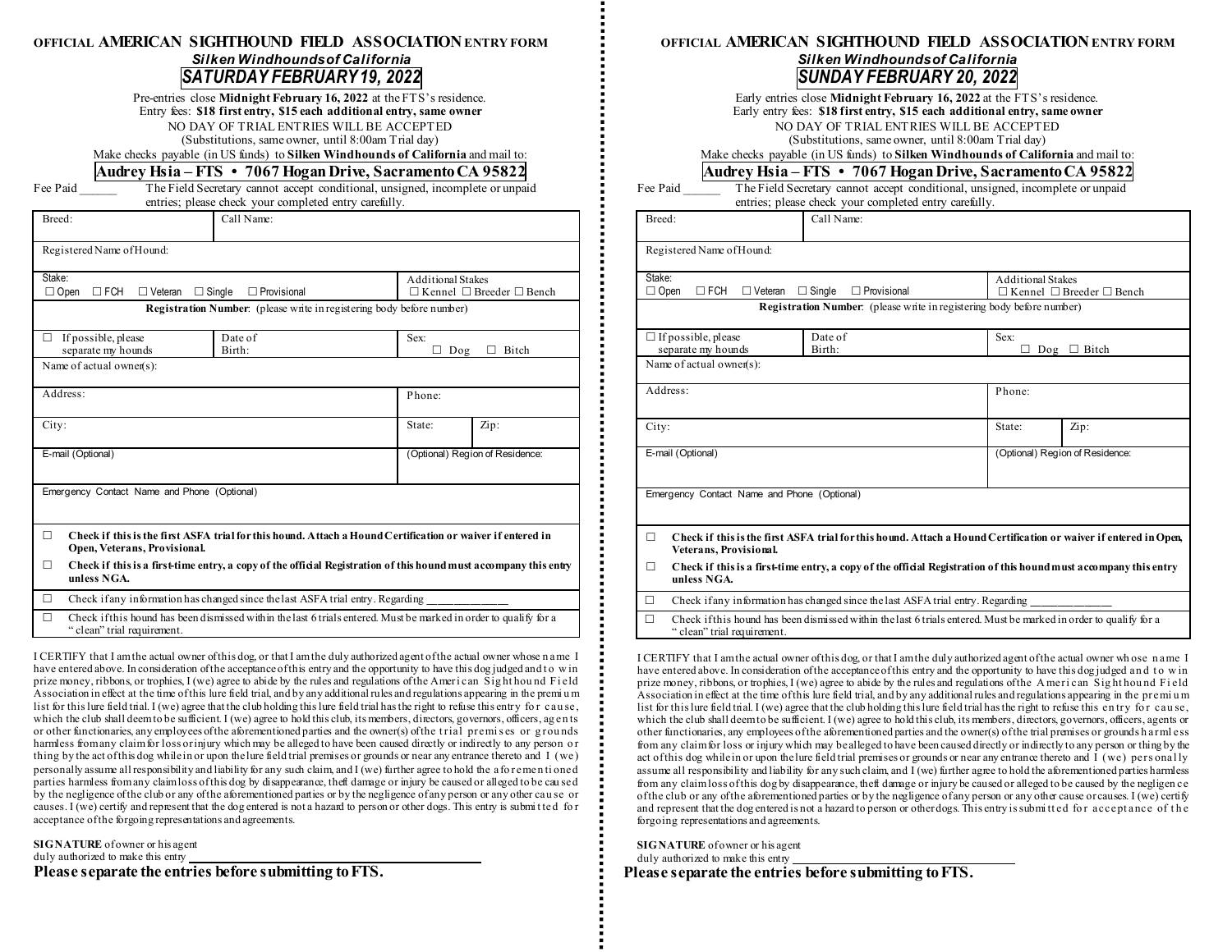# OFFICIAL AMERICAN SIGHTHOUND FIELD ASSOCIATION ENTRY FORM

***Silken Windhounds of California***

## *SATURDAY FEBRUARY 19, 2022*

Pre-entries close **Midnight February 16, 2022** at the FTS's residence.
Entry fees: **$18 first entry, $15 each additional entry, same owner**
NO DAY OF TRIAL ENTRIES WILL BE ACCEPTED
(Substitutions, same owner, until 8:00am Trial day)
Make checks payable (in US funds) to **Silken Windhounds of California** and mail to:

**Audrey Hsia – FTS • 7067 Hogan Drive, Sacramento CA 95822**

Fee Paid ______ The Field Secretary cannot accept conditional, unsigned, incomplete or unpaid entries; please check your completed entry carefully.

| Breed: | Call Name: | | |
|---|---|---|---|
| Registered Name of Hound: | | | |
| Stake: ☐ Open ☐ FCH ☐ Veteran ☐ Single ☐ Provisional | | Additional Stakes ☐ Kennel ☐ Breeder ☐ Bench | |
| **Registration Number**: (please write in registering body before number) | | | |
| ☐ If possible, please separate my hounds | Date of Birth: | Sex: ☐ Dog ☐ Bitch | |
| Name of actual owner(s): | | | |
| Address: | | Phone: | |
| City: | | State: | Zip: |
| E-mail (Optional) | | (Optional) Region of Residence: | |
| Emergency Contact Name and Phone (Optional) | | | |

☐ **Check if this is the first ASFA trial for this hound. Attach a Hound Certification or waiver if entered in Open, Veterans, Provisional.**

☐ **Check if this is a first-time entry, a copy of the official Registration of this hound must accompany this entry unless NGA.**

☐ Check if any information has changed since the last ASFA trial entry. Regarding ______________

☐ Check if this hound has been dismissed within the last 6 trials entered. Must be marked in order to qualify for a "clean" trial requirement.

I CERTIFY that I am the actual owner of this dog, or that I am the duly authorized agent of the actual owner whose name I have entered above. In consideration of the acceptance of this entry and the opportunity to have this dog judged and to win prize money, ribbons, or trophies, I (we) agree to abide by the rules and regulations of the American Sighthound Field Association in effect at the time of this lure field trial, and by any additional rules and regulations appearing in the premium list for this lure field trial. I (we) agree that the club holding this lure field trial has the right to refuse this entry for cause, which the club shall deem to be sufficient. I (we) agree to hold this club, its members, directors, governors, officers, agents or other functionaries, any employees of the aforementioned parties and the owner(s) of the trial premises or grounds harmless from any claim for loss or injury which may be alleged to have been caused directly or indirectly to any person or thing by the act of this dog while in or upon the lure field trial premises or grounds or near any entrance thereto and I (we) personally assume all responsibility and liability for any such claim, and I (we) further agree to hold the aforementioned parties harmless from any claim loss of this dog by disappearance, theft damage or injury be caused or alleged to be caused by the negligence of the club or any of the aforementioned parties or by the negligence of any person or any other cause or causes. I (we) certify and represent that the dog entered is not a hazard to person or other dogs. This entry is submitted for acceptance of the forgoing representations and agreements.

**SIGNATURE** of owner or his agent
duly authorized to make this entry ________________________________

**Please separate the entries before submitting to FTS.**

---

# OFFICIAL AMERICAN SIGHTHOUND FIELD ASSOCIATION ENTRY FORM

***Silken Windhounds of California***

## *SUNDAY FEBRUARY 20, 2022*

Early entries close **Midnight February 16, 2022** at the FTS's residence.
Early entry fees: **$18 first entry, $15 each additional entry, same owner**
NO DAY OF TRIAL ENTRIES WILL BE ACCEPTED
(Substitutions, same owner, until 8:00am Trial day)
Make checks payable (in US funds) to **Silken Windhounds of California** and mail to:

**Audrey Hsia – FTS • 7067 Hogan Drive, Sacramento CA 95822**

Fee Paid ______ The Field Secretary cannot accept conditional, unsigned, incomplete or unpaid entries; please check your completed entry carefully.

| Breed: | Call Name: | | |
|---|---|---|---|
| Registered Name of Hound: | | | |
| Stake: ☐ Open ☐ FCH ☐ Veteran ☐ Single ☐ Provisional | | Additional Stakes ☐ Kennel ☐ Breeder ☐ Bench | |
| **Registration Number**: (please write in registering body before number) | | | |
| ☐ If possible, please separate my hounds | Date of Birth: | Sex: ☐ Dog ☐ Bitch | |
| Name of actual owner(s): | | | |
| Address: | | Phone: | |
| City: | | State: | Zip: |
| E-mail (Optional) | | (Optional) Region of Residence: | |
| Emergency Contact Name and Phone (Optional) | | | |

☐ **Check if this is the first ASFA trial for this hound. Attach a Hound Certification or waiver if entered in Open, Veterans, Provisional.**

☐ **Check if this is a first-time entry, a copy of the official Registration of this hound must accompany this entry unless NGA.**

☐ Check if any information has changed since the last ASFA trial entry. Regarding ______________

☐ Check if this hound has been dismissed within the last 6 trials entered. Must be marked in order to qualify for a "clean" trial requirement.

I CERTIFY that I am the actual owner of this dog, or that I am the duly authorized agent of the actual owner whose name I have entered above. In consideration of the acceptance of this entry and the opportunity to have this dog judged and to win prize money, ribbons, or trophies, I (we) agree to abide by the rules and regulations of the American Sighthound Field Association in effect at the time of this lure field trial, and by any additional rules and regulations appearing in the premium list for this lure field trial. I (we) agree that the club holding this lure field trial has the right to refuse this entry for cause, which the club shall deem to be sufficient. I (we) agree to hold this club, its members, directors, governors, officers, agents or other functionaries, any employees of the aforementioned parties and the owner(s) of the trial premises or grounds harmless from any claim for loss or injury which may be alleged to have been caused directly or indirectly to any person or thing by the act of this dog while in or upon the lure field trial premises or grounds or near any entrance thereto and I (we) personally assume all responsibility and liability for any such claim, and I (we) further agree to hold the aforementioned parties harmless from any claim loss of this dog by disappearance, theft damage or injury be caused or alleged to be caused by the negligence of the club or any of the aforementioned parties or by the negligence of any person or any other cause or causes. I (we) certify and represent that the dog entered is not a hazard to person or other dogs. This entry is submitted for acceptance of the forgoing representations and agreements.

**SIGNATURE** of owner or his agent
duly authorized to make this entry ________________________________

**Please separate the entries before submitting to FTS.**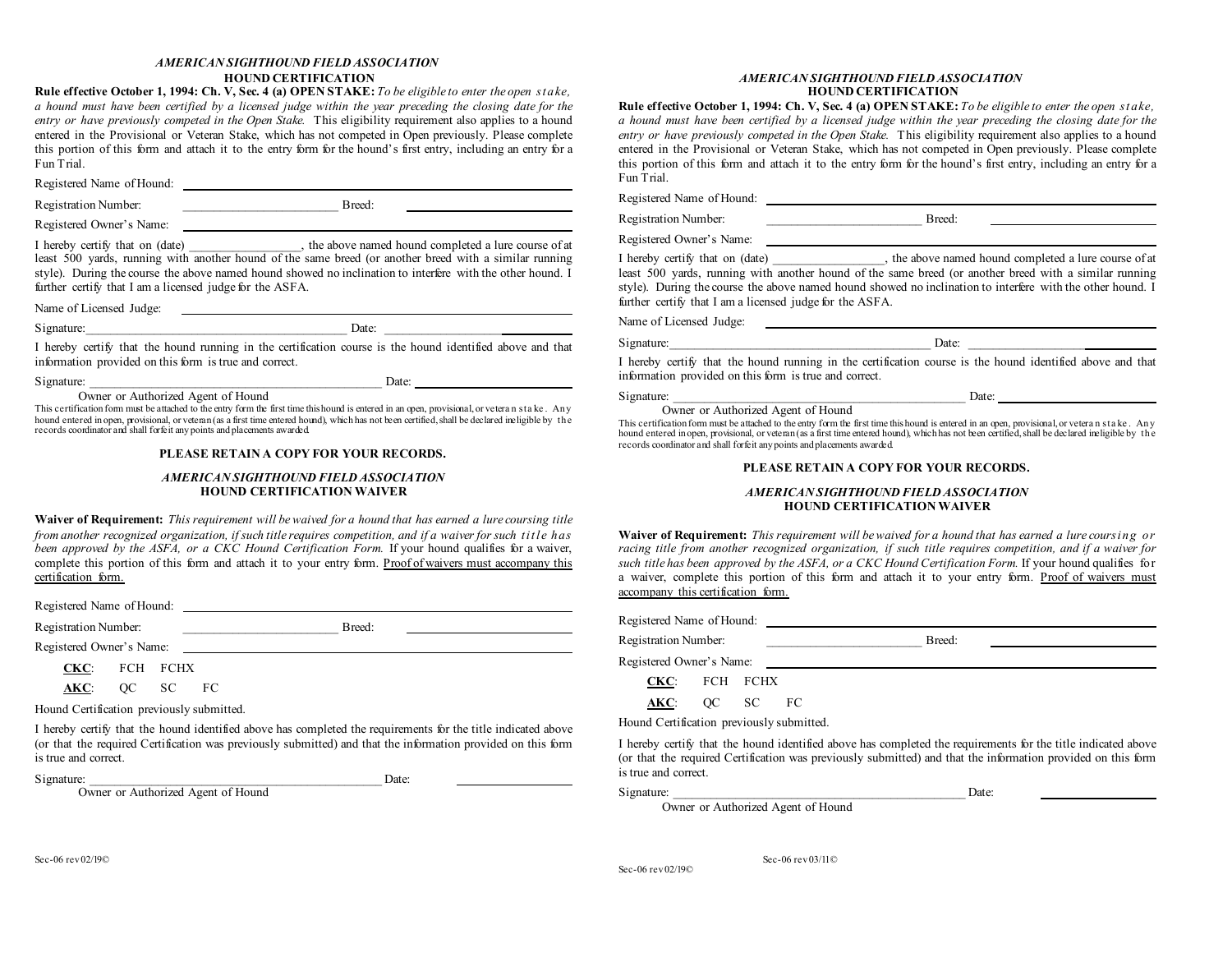*AMERICAN SIGHTHOUND FIELD ASSOCIATION*

**HOUND CERTIFICATION**

**Rule effective October 1, 1994: Ch. V, Sec. 4 (a) OPEN STAKE:** *To be eligible to enter the open stake, a hound must have been certified by a licensed judge within the year preceding the closing date for the entry or have previously competed in the Open Stake.* This eligibility requirement also applies to a hound entered in the Provisional or Veteran Stake, which has not competed in Open previously. Please complete this portion of this form and attach it to the entry form for the hound's first entry, including an entry for a Fun Trial.

Registered Name of Hound: ______________________________

Registration Number: ______________________ Breed: ______________________

Registered Owner's Name: ______________________________

I hereby certify that on (date) _________________, the above named hound completed a lure course of at least 500 yards, running with another hound of the same breed (or another breed with a similar running style). During the course the above named hound showed no inclination to interfere with the other hound. I further certify that I am a licensed judge for the ASFA.

Name of Licensed Judge: ______________________________

Signature:________________________________________ Date: ______________________

I hereby certify that the hound running in the certification course is the hound identified above and that information provided on this form is true and correct.

Signature: ______________________________________________ Date: ______________________

Owner or Authorized Agent of Hound

This certification form must be attached to the entry form the first time this hound is entered in an open, provisional, or veteran stake. Any hound entered in open, provisional, or veteran (as a first time entered hound), which has not been certified, shall be declared ineligible by the records coordinator and shall forfeit any points and placements awarded.

**PLEASE RETAIN A COPY FOR YOUR RECORDS.**

*AMERICAN SIGHTHOUND FIELD ASSOCIATION*

**HOUND CERTIFICATION WAIVER**

**Waiver of Requirement:** *This requirement will be waived for a hound that has earned a lure coursing title from another recognized organization, if such title requires competition, and if a waiver for such title has been approved by the ASFA, or a CKC Hound Certification Form.* If your hound qualifies for a waiver, complete this portion of this form and attach it to your entry form. Proof of waivers must accompany this certification form.

Registered Name of Hound: ______________________________

Registration Number: ______________________ Breed: ______________________

Registered Owner's Name: ______________________________

**CKC**: FCH FCHX

**AKC**: QC SC FC

Hound Certification previously submitted.

I hereby certify that the hound identified above has completed the requirements for the title indicated above (or that the required Certification was previously submitted) and that the information provided on this form is true and correct.

Signature: ______________________________________________ Date: ______________________

Owner or Authorized Agent of Hound

Sec-06 rev 02/19©

*AMERICAN SIGHTHOUND FIELD ASSOCIATION*

**HOUND CERTIFICATION**

**Rule effective October 1, 1994: Ch. V, Sec. 4 (a) OPEN STAKE:** *To be eligible to enter the open stake, a hound must have been certified by a licensed judge within the year preceding the closing date for the entry or have previously competed in the Open Stake.* This eligibility requirement also applies to a hound entered in the Provisional or Veteran Stake, which has not competed in Open previously. Please complete this portion of this form and attach it to the entry form for the hound's first entry, including an entry for a Fun Trial.

Registered Name of Hound: ______________________________

Registration Number: ______________________ Breed: ______________________

Registered Owner's Name: ______________________________

I hereby certify that on (date) _________________, the above named hound completed a lure course of at least 500 yards, running with another hound of the same breed (or another breed with a similar running style). During the course the above named hound showed no inclination to interfere with the other hound. I further certify that I am a licensed judge for the ASFA.

Name of Licensed Judge: ______________________________

Signature:________________________________________ Date: ______________________

I hereby certify that the hound running in the certification course is the hound identified above and that information provided on this form is true and correct.

Signature: ______________________________________________ Date: ______________________

Owner or Authorized Agent of Hound

This certification form must be attached to the entry form the first time this hound is entered in an open, provisional, or veteran stake. Any hound entered in open, provisional, or veteran (as a first time entered hound), which has not been certified, shall be declared ineligible by the records coordinator and shall forfeit any points and placements awarded.

**PLEASE RETAIN A COPY FOR YOUR RECORDS.**

*AMERICAN SIGHTHOUND FIELD ASSOCIATION*

**HOUND CERTIFICATION WAIVER**

**Waiver of Requirement:** *This requirement will be waived for a hound that has earned a lure coursing or racing title from another recognized organization, if such title requires competition, and if a waiver for such title has been approved by the ASFA, or a CKC Hound Certification Form.* If your hound qualifies for a waiver, complete this portion of this form and attach it to your entry form. Proof of waivers must accompany this certification form.

Registered Name of Hound: ______________________________

Registration Number: ______________________ Breed: ______________________

Registered Owner's Name: ______________________________

**CKC**: FCH FCHX

**AKC**: QC SC FC

Hound Certification previously submitted.

I hereby certify that the hound identified above has completed the requirements for the title indicated above (or that the required Certification was previously submitted) and that the information provided on this form is true and correct.

Signature: ______________________________________________ Date: ______________________

Owner or Authorized Agent of Hound

Sec-06 rev 03/11©

Sec-06 rev 02/19©